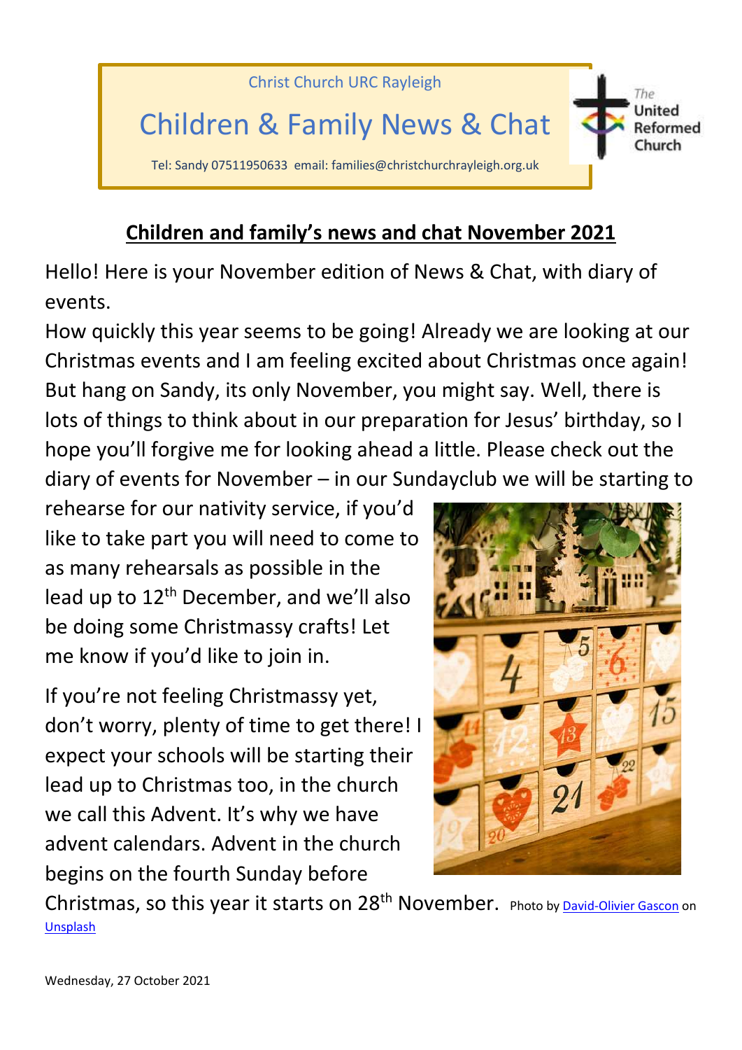Christ Church URC Rayleigh

# Children & Family News & Chat

Tel: Sandy 07511950633 email: families@christchurchrayleigh.org.uk

## Children and family's news and chat November 2021

Hello! Here is your November edition of News & Chat, with diary of events.

How quickly this year seems to be going! Already we are looking at our Christmas events and I am feeling excited about Christmas once again! But hang on Sandy, its only November, you might say. Well, there is lots of things to think about in our preparation for Jesus' birthday, so I hope you'll forgive me for looking ahead a little. Please check out the diary of events for November – in our Sundayclub we will be starting to rehearse for our nativity service, if you'd like to take part you will need to come to as many rehearsals as possible in the lead up to 12th December, and we'll also be doing some Christmassy crafts! Let me know if you'd like to join in.

If you're not feeling Christmassy yet, don't worry, plenty of time to get there! I expect your schools will be starting their lead up to Christmas too, in the church we call this Advent. It's why we have advent calendars. Advent in the church begins on the fourth Sunday before Christmas, so this year it starts on 28th November.

Photo by David-Olivier Gascon on Unsplash

Wednesday, 27 October 2021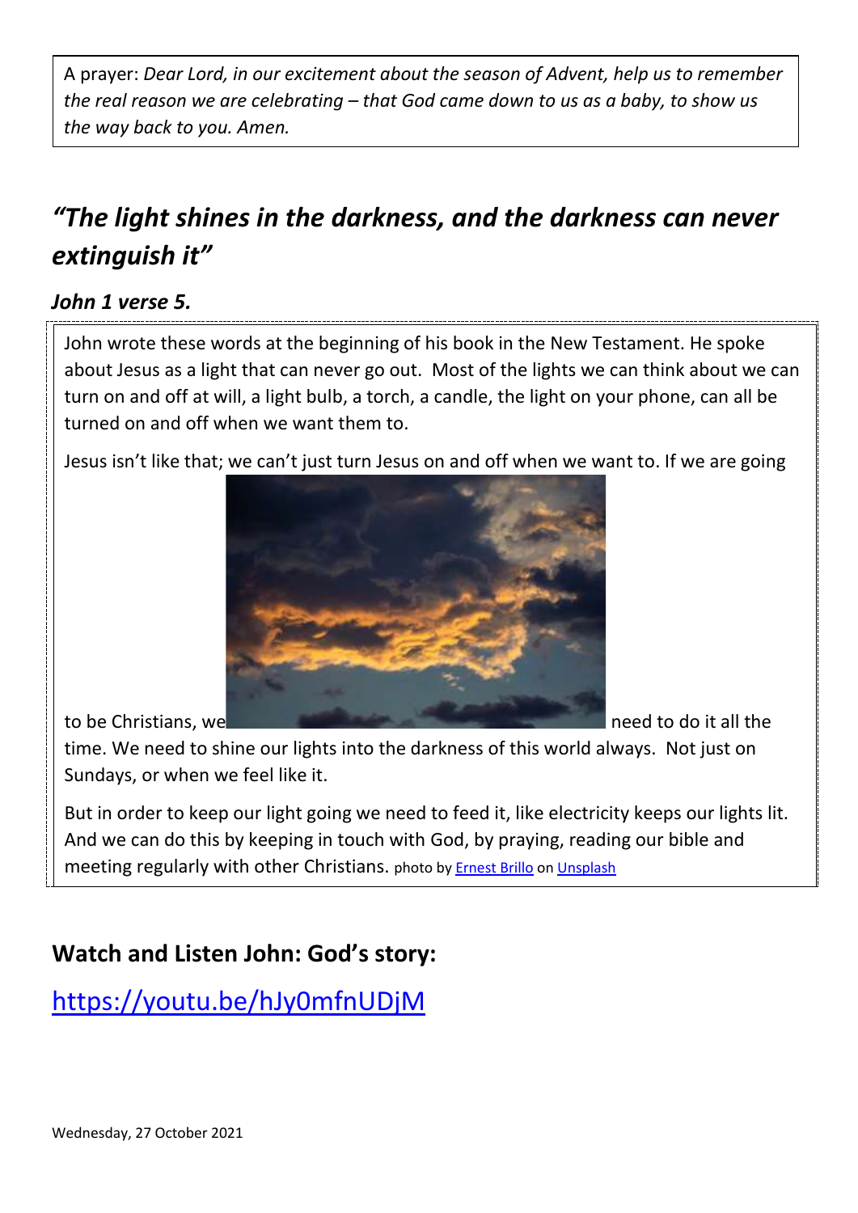A prayer: *Dear Lord, in our excitement about the season of Advent, help us to remember the real reason we are celebrating – that God came down to us as a baby, to show us the way back to you. Amen.*

## *"The light shines in the darkness, and the darkness can never extinguish it"*

### *John 1 verse 5.*

John wrote these words at the beginning of his book in the New Testament. He spoke about Jesus as a light that can never go out. Most of the lights we can think about we can turn on and off at will, a light bulb, a torch, a candle, the light on your phone, can all be turned on and off when we want them to.

Jesus isn't like that; we can't just turn Jesus on and off when we want to. If we are going to be Christians, we need to do it all the time. We need to shine our lights into the darkness of this world always. Not just on Sundays, or when we feel like it.

But in order to keep our light going we need to feed it, like electricity keeps our lights lit. And we can do this by keeping in touch with God, by praying, reading our bible and meeting regularly with other Christians. photo by [Ernest Brillo](#) on [Unsplash](#)

## Watch and Listen John: God's story:

https://youtu.be/hJy0mfnUDjM

Wednesday, 27 October 2021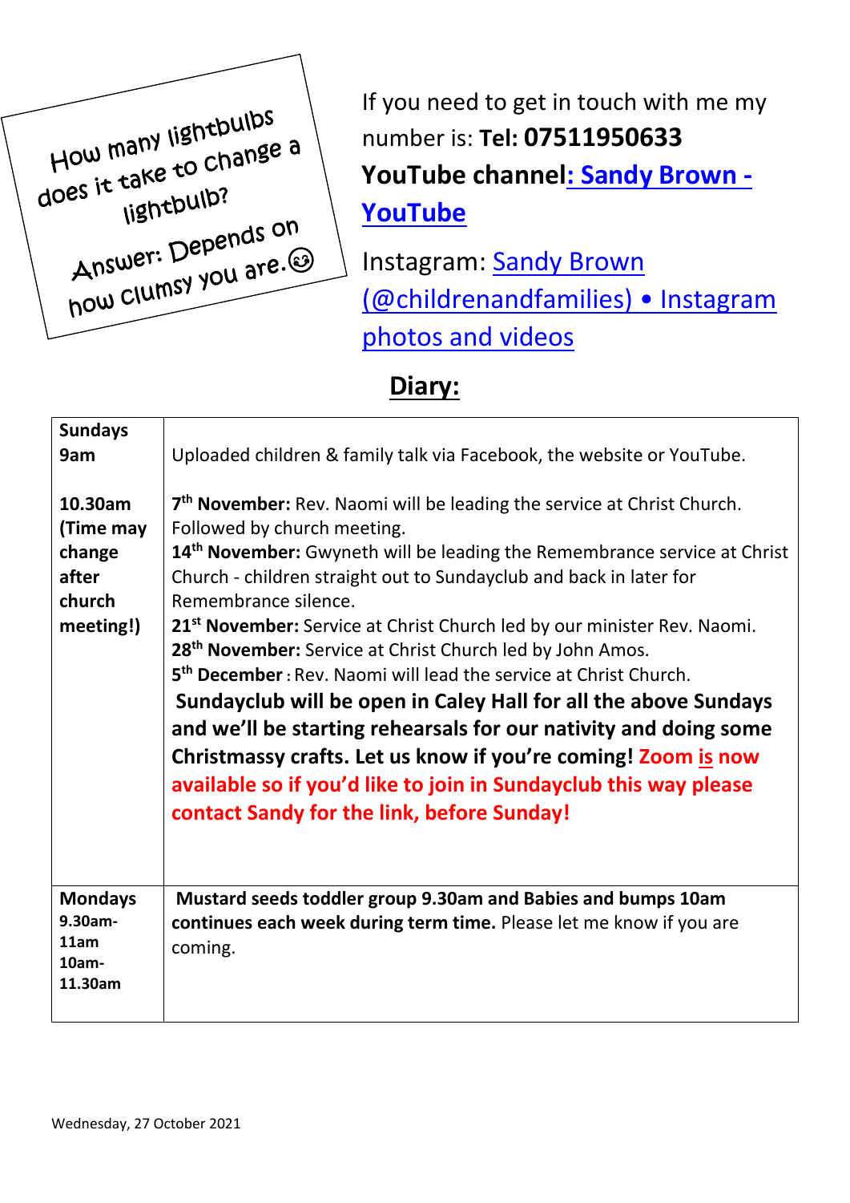How many lightbulbs does it take to change a lightbulb?

Answer: Depends on how clumsy you are.😉

If you need to get in touch with me my number is: **Tel: 07511950633**

**YouTube channel: Sandy Brown - YouTube**

Instagram: Sandy Brown (@childrenandfamilies) • Instagram photos and videos

## Diary:

| | |
|---|---|
| **Sundays 9am** | Uploaded children & family talk via Facebook, the website or YouTube. |
| **10.30am (Time may change after church meeting!)** | **7th November:** Rev. Naomi will be leading the service at Christ Church. Followed by church meeting.<br>**14th November:** Gwyneth will be leading the Remembrance service at Christ Church - children straight out to Sundayclub and back in later for Remembrance silence.<br>**21st November:** Service at Christ Church led by our minister Rev. Naomi.<br>**28th November:** Service at Christ Church led by John Amos.<br>**5th December** : Rev. Naomi will lead the service at Christ Church.<br>**Sundayclub will be open in Caley Hall for all the above Sundays and we'll be starting rehearsals for our nativity and doing some Christmassy crafts. Let us know if you're coming! Zoom is now available so if you'd like to join in Sundayclub this way please contact Sandy for the link, before Sunday!** |
| **Mondays 9.30am-11am 10am-11.30am** | **Mustard seeds toddler group 9.30am and Babies and bumps 10am continues each week during term time.** Please let me know if you are coming. |

Wednesday, 27 October 2021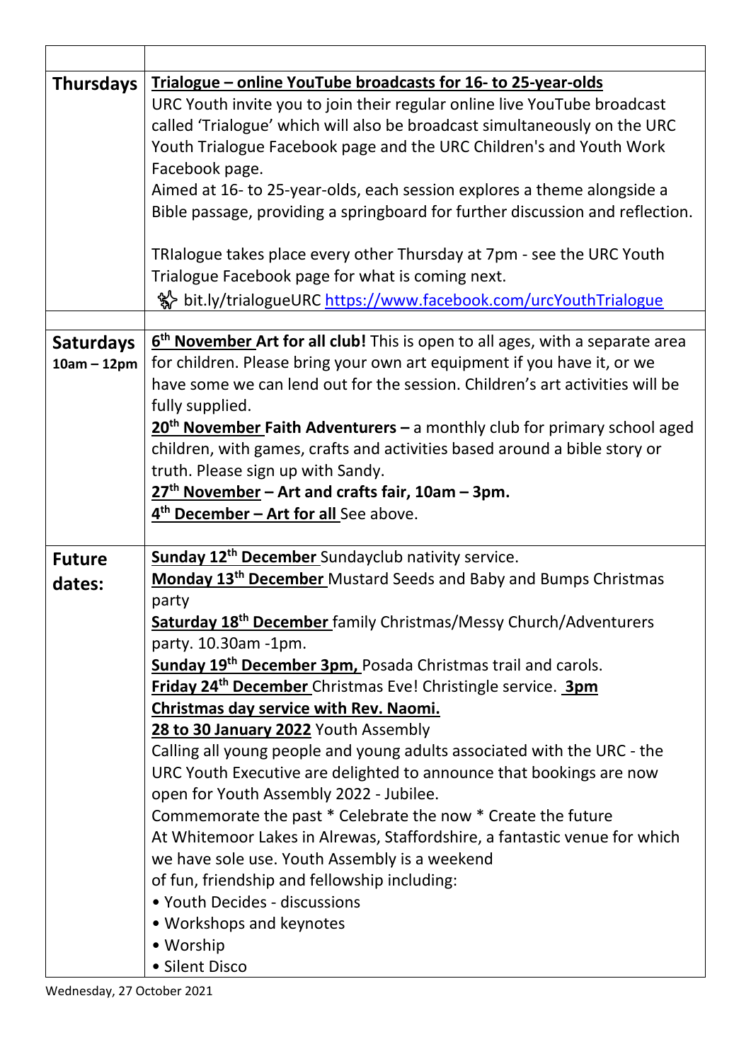| | |
|---|---|
| **Thursdays** | **Trialogue – online YouTube broadcasts for 16- to 25-year-olds**<br>URC Youth invite you to join their regular online live YouTube broadcast called 'Trialogue' which will also be broadcast simultaneously on the URC Youth Trialogue Facebook page and the URC Children's and Youth Work Facebook page.<br>Aimed at 16- to 25-year-olds, each session explores a theme alongside a Bible passage, providing a springboard for further discussion and reflection.<br><br>TRIalogue takes place every other Thursday at 7pm - see the URC Youth Trialogue Facebook page for what is coming next.<br>bit.ly/trialogueURC https://www.facebook.com/urcYouthTrialogue |
| | |
| **Saturdays 10am – 12pm** | **6th November Art for all club!** This is open to all ages, with a separate area for children. Please bring your own art equipment if you have it, or we have some we can lend out for the session. Children's art activities will be fully supplied.<br>**20th November Faith Adventurers –** a monthly club for primary school aged children, with games, crafts and activities based around a bible story or truth. Please sign up with Sandy.<br>**27th November – Art and crafts fair, 10am – 3pm.**<br>**4th December – Art for all** See above. |
| **Future dates:** | **Sunday 12th December** Sundayclub nativity service.<br>**Monday 13th December** Mustard Seeds and Baby and Bumps Christmas party<br>**Saturday 18th December** family Christmas/Messy Church/Adventurers party. 10.30am -1pm.<br>**Sunday 19th December 3pm,** Posada Christmas trail and carols.<br>**Friday 24th December** Christmas Eve! Christingle service. **3pm**<br>**Christmas day service with Rev. Naomi.**<br>**28 to 30 January 2022** Youth Assembly<br>Calling all young people and young adults associated with the URC - the URC Youth Executive are delighted to announce that bookings are now open for Youth Assembly 2022 - Jubilee.<br>Commemorate the past * Celebrate the now * Create the future<br>At Whitemoor Lakes in Alrewas, Staffordshire, a fantastic venue for which we have sole use. Youth Assembly is a weekend of fun, friendship and fellowship including:<br>• Youth Decides - discussions<br>• Workshops and keynotes<br>• Worship<br>• Silent Disco |

Wednesday, 27 October 2021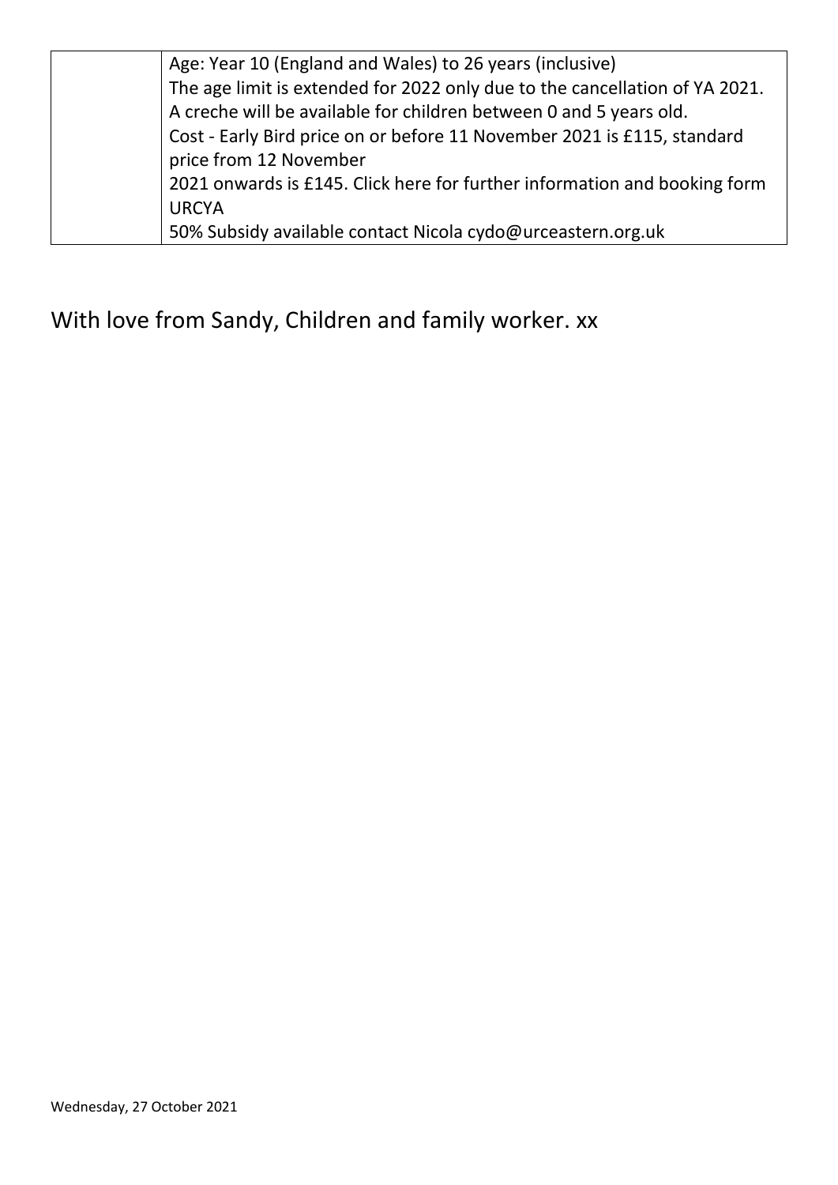| | |
|---|---|
| | Age: Year 10 (England and Wales) to 26 years (inclusive)<br>The age limit is extended for 2022 only due to the cancellation of YA 2021.<br>A creche will be available for children between 0 and 5 years old.<br>Cost - Early Bird price on or before 11 November 2021 is £115, standard price from 12 November<br>2021 onwards is £145. Click here for further information and booking form URCYA<br>50% Subsidy available contact Nicola cydo@urceastern.org.uk |

With love from Sandy, Children and family worker. xx

Wednesday, 27 October 2021